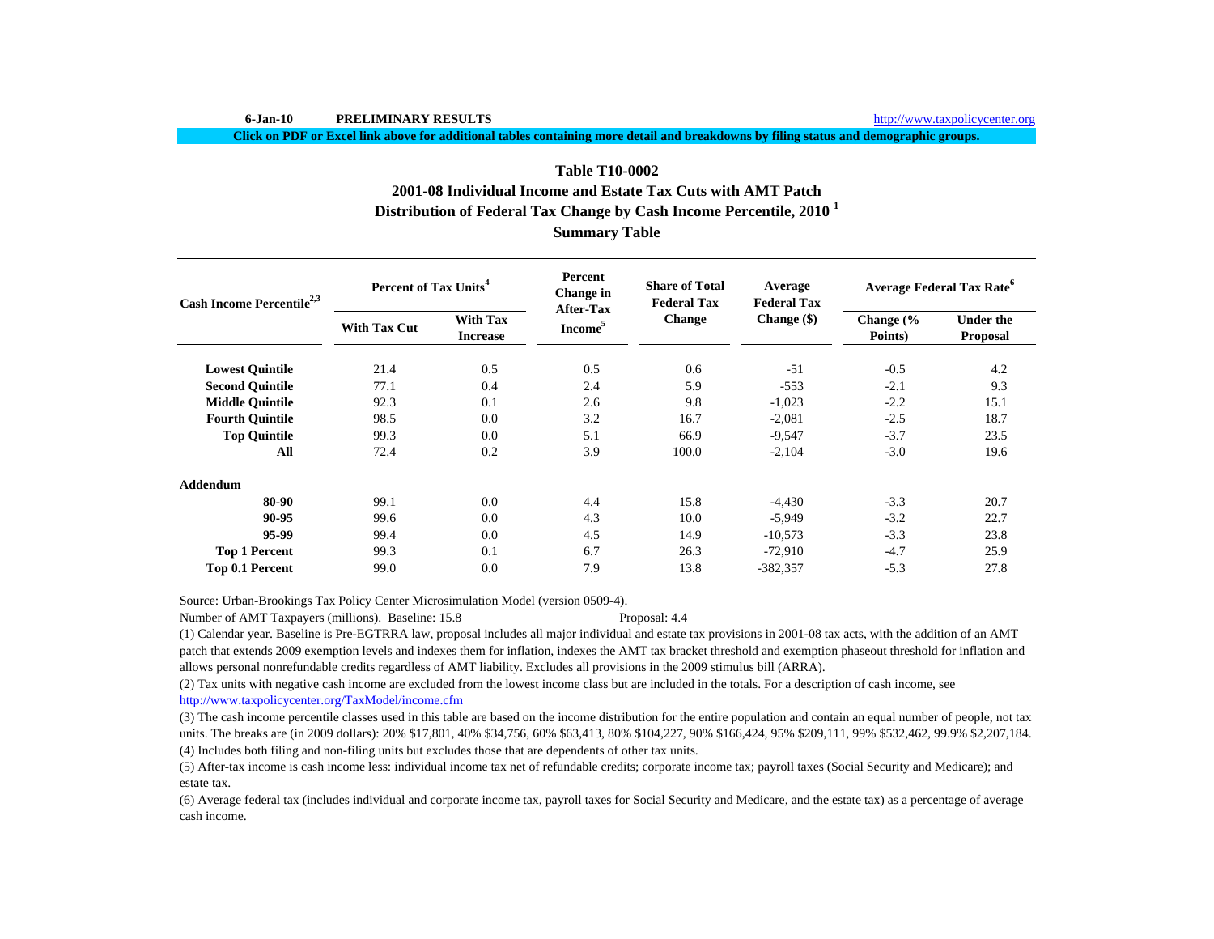6-Jan-10 **PRELIMINARY RESULTS** http://www.taxpolicycenter.org

**Click on PDF or Excel link above for additional tables containing more detail and breakdowns by filing status and demographic groups.**

## Table T10-0002
## 2001-08 Individual Income and Estate Tax Cuts with AMT Patch
## Distribution of Federal Tax Change by Cash Income Percentile, 2010 [1]
## Summary Table

| Cash Income Percentile[2,3] | Percent of Tax Units[4] | | Percent Change in After-Tax Income[5] | Share of Total Federal Tax Change | Average Federal Tax Change ($) | Average Federal Tax Rate[6] | |
|---|---|---|---|---|---|---|---|
| | With Tax Cut | With Tax Increase | | | | Change (% Points) | Under the Proposal |
| **Lowest Quintile** | 21.4 | 0.5 | 0.5 | 0.6 | -51 | -0.5 | 4.2 |
| **Second Quintile** | 77.1 | 0.4 | 2.4 | 5.9 | -553 | -2.1 | 9.3 |
| **Middle Quintile** | 92.3 | 0.1 | 2.6 | 9.8 | -1,023 | -2.2 | 15.1 |
| **Fourth Quintile** | 98.5 | 0.0 | 3.2 | 16.7 | -2,081 | -2.5 | 18.7 |
| **Top Quintile** | 99.3 | 0.0 | 5.1 | 66.9 | -9,547 | -3.7 | 23.5 |
| **All** | 72.4 | 0.2 | 3.9 | 100.0 | -2,104 | -3.0 | 19.6 |
| **Addendum** | | | | | | | |
| **80-90** | 99.1 | 0.0 | 4.4 | 15.8 | -4,430 | -3.3 | 20.7 |
| **90-95** | 99.6 | 0.0 | 4.3 | 10.0 | -5,949 | -3.2 | 22.7 |
| **95-99** | 99.4 | 0.0 | 4.5 | 14.9 | -10,573 | -3.3 | 23.8 |
| **Top 1 Percent** | 99.3 | 0.1 | 6.7 | 26.3 | -72,910 | -4.7 | 25.9 |
| **Top 0.1 Percent** | 99.0 | 0.0 | 7.9 | 13.8 | -382,357 | -5.3 | 27.8 |

Source: Urban-Brookings Tax Policy Center Microsimulation Model (version 0509-4).

Number of AMT Taxpayers (millions). Baseline: 15.8 Proposal: 4.4

(1) Calendar year. Baseline is Pre-EGTRRA law, proposal includes all major individual and estate tax provisions in 2001-08 tax acts, with the addition of an AMT patch that extends 2009 exemption levels and indexes them for inflation, indexes the AMT tax bracket threshold and exemption phaseout threshold for inflation and allows personal nonrefundable credits regardless of AMT liability. Excludes all provisions in the 2009 stimulus bill (ARRA).

(2) Tax units with negative cash income are excluded from the lowest income class but are included in the totals. For a description of cash income, see http://www.taxpolicycenter.org/TaxModel/income.cfm

(3) The cash income percentile classes used in this table are based on the income distribution for the entire population and contain an equal number of people, not tax units. The breaks are (in 2009 dollars): 20% $17,801, 40% $34,756, 60% $63,413, 80% $104,227, 90% $166,424, 95% $209,111, 99% $532,462, 99.9% $2,207,184.

(4) Includes both filing and non-filing units but excludes those that are dependents of other tax units.

(5) After-tax income is cash income less: individual income tax net of refundable credits; corporate income tax; payroll taxes (Social Security and Medicare); and estate tax.

(6) Average federal tax (includes individual and corporate income tax, payroll taxes for Social Security and Medicare, and the estate tax) as a percentage of average cash income.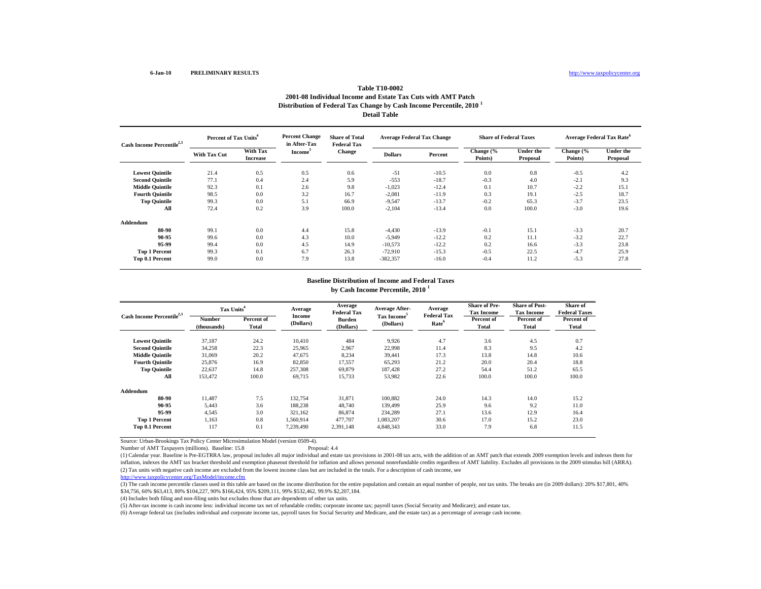6-Jan-10 **PRELIMINARY RESULTS** http://www.taxpolicycenter.org

## Table T10-0002
## 2001-08 Individual Income and Estate Tax Cuts with AMT Patch
## Distribution of Federal Tax Change by Cash Income Percentile, 2010 [1]
## Detail Table

| Cash Income Percentile[2,3] | Percent of Tax Units[4] | | Percent Change in After-Tax Income[5] | Share of Total Federal Tax Change | Average Federal Tax Change | | Share of Federal Taxes | | Average Federal Tax Rate[6] | |
|---|---|---|---|---|---|---|---|---|---|---|
| | With Tax Cut | With Tax Increase | | | Dollars | Percent | Change (% Points) | Under the Proposal | Change (% Points) | Under the Proposal |
| **Lowest Quintile** | 21.4 | 0.5 | 0.5 | 0.6 | -51 | -10.5 | 0.0 | 0.8 | -0.5 | 4.2 |
| **Second Quintile** | 77.1 | 0.4 | 2.4 | 5.9 | -553 | -18.7 | -0.3 | 4.0 | -2.1 | 9.3 |
| **Middle Quintile** | 92.3 | 0.1 | 2.6 | 9.8 | -1,023 | -12.4 | 0.1 | 10.7 | -2.2 | 15.1 |
| **Fourth Quintile** | 98.5 | 0.0 | 3.2 | 16.7 | -2,081 | -11.9 | 0.3 | 19.1 | -2.5 | 18.7 |
| **Top Quintile** | 99.3 | 0.0 | 5.1 | 66.9 | -9,547 | -13.7 | -0.2 | 65.3 | -3.7 | 23.5 |
| **All** | 72.4 | 0.2 | 3.9 | 100.0 | -2,104 | -13.4 | 0.0 | 100.0 | -3.0 | 19.6 |
| **Addendum** | | | | | | | | | | |
| **80-90** | 99.1 | 0.0 | 4.4 | 15.8 | -4,430 | -13.9 | -0.1 | 15.1 | -3.3 | 20.7 |
| **90-95** | 99.6 | 0.0 | 4.3 | 10.0 | -5,949 | -12.2 | 0.2 | 11.1 | -3.2 | 22.7 |
| **95-99** | 99.4 | 0.0 | 4.5 | 14.9 | -10,573 | -12.2 | 0.2 | 16.6 | -3.3 | 23.8 |
| **Top 1 Percent** | 99.3 | 0.1 | 6.7 | 26.3 | -72,910 | -15.3 | -0.5 | 22.5 | -4.7 | 25.9 |
| **Top 0.1 Percent** | 99.0 | 0.0 | 7.9 | 13.8 | -382,357 | -16.0 | -0.4 | 11.2 | -5.3 | 27.8 |

## Baseline Distribution of Income and Federal Taxes
## by Cash Income Percentile, 2010 [1]

| Cash Income Percentile[2,3] | Tax Units[4] | | Average Income (Dollars) | Average Federal Tax Burden (Dollars) | Average After-Tax Income[5] (Dollars) | Average Federal Tax Rate[6] | Share of Pre-Tax Income | Share of Post-Tax Income | Share of Federal Taxes |
|---|---|---|---|---|---|---|---|---|---|
| | Number (thousands) | Percent of Total | | | | | Percent of Total | Percent of Total | Percent of Total |
| **Lowest Quintile** | 37,187 | 24.2 | 10,410 | 484 | 9,926 | 4.7 | 3.6 | 4.5 | 0.7 |
| **Second Quintile** | 34,258 | 22.3 | 25,965 | 2,967 | 22,998 | 11.4 | 8.3 | 9.5 | 4.2 |
| **Middle Quintile** | 31,069 | 20.2 | 47,675 | 8,234 | 39,441 | 17.3 | 13.8 | 14.8 | 10.6 |
| **Fourth Quintile** | 25,876 | 16.9 | 82,850 | 17,557 | 65,293 | 21.2 | 20.0 | 20.4 | 18.8 |
| **Top Quintile** | 22,637 | 14.8 | 257,308 | 69,879 | 187,428 | 27.2 | 54.4 | 51.2 | 65.5 |
| **All** | 153,472 | 100.0 | 69,715 | 15,733 | 53,982 | 22.6 | 100.0 | 100.0 | 100.0 |
| **Addendum** | | | | | | | | | |
| **80-90** | 11,487 | 7.5 | 132,754 | 31,871 | 100,882 | 24.0 | 14.3 | 14.0 | 15.2 |
| **90-95** | 5,443 | 3.6 | 188,238 | 48,740 | 139,499 | 25.9 | 9.6 | 9.2 | 11.0 |
| **95-99** | 4,545 | 3.0 | 321,162 | 86,874 | 234,289 | 27.1 | 13.6 | 12.9 | 16.4 |
| **Top 1 Percent** | 1,163 | 0.8 | 1,560,914 | 477,707 | 1,083,207 | 30.6 | 17.0 | 15.2 | 23.0 |
| **Top 0.1 Percent** | 117 | 0.1 | 7,239,490 | 2,391,148 | 4,848,343 | 33.0 | 7.9 | 6.8 | 11.5 |

Source: Urban-Brookings Tax Policy Center Microsimulation Model (version 0509-4).

Number of AMT Taxpayers (millions). Baseline: 15.8 Proposal: 4.4

(1) Calendar year. Baseline is Pre-EGTRRA law, proposal includes all major individual and estate tax provisions in 2001-08 tax acts, with the addition of an AMT patch that extends 2009 exemption levels and indexes them for inflation, indexes the AMT tax bracket threshold and exemption phaseout threshold for inflation and allows personal nonrefundable credits regardless of AMT liability. Excludes all provisions in the 2009 stimulus bill (ARRA).

(2) Tax units with negative cash income are excluded from the lowest income class but are included in the totals. For a description of cash income, see http://www.taxpolicycenter.org/TaxModel/income.cfm

(3) The cash income percentile classes used in this table are based on the income distribution for the entire population and contain an equal number of people, not tax units. The breaks are (in 2009 dollars): 20% $17,801, 40% $34,756, 60% $63,413, 80% $104,227, 90% $166,424, 95% $209,111, 99% $532,462, 99.9% $2,207,184.

(4) Includes both filing and non-filing units but excludes those that are dependents of other tax units.

(5) After-tax income is cash income less: individual income tax net of refundable credits; corporate income tax; payroll taxes (Social Security and Medicare); and estate tax.

(6) Average federal tax (includes individual and corporate income tax, payroll taxes for Social Security and Medicare, and the estate tax) as a percentage of average cash income.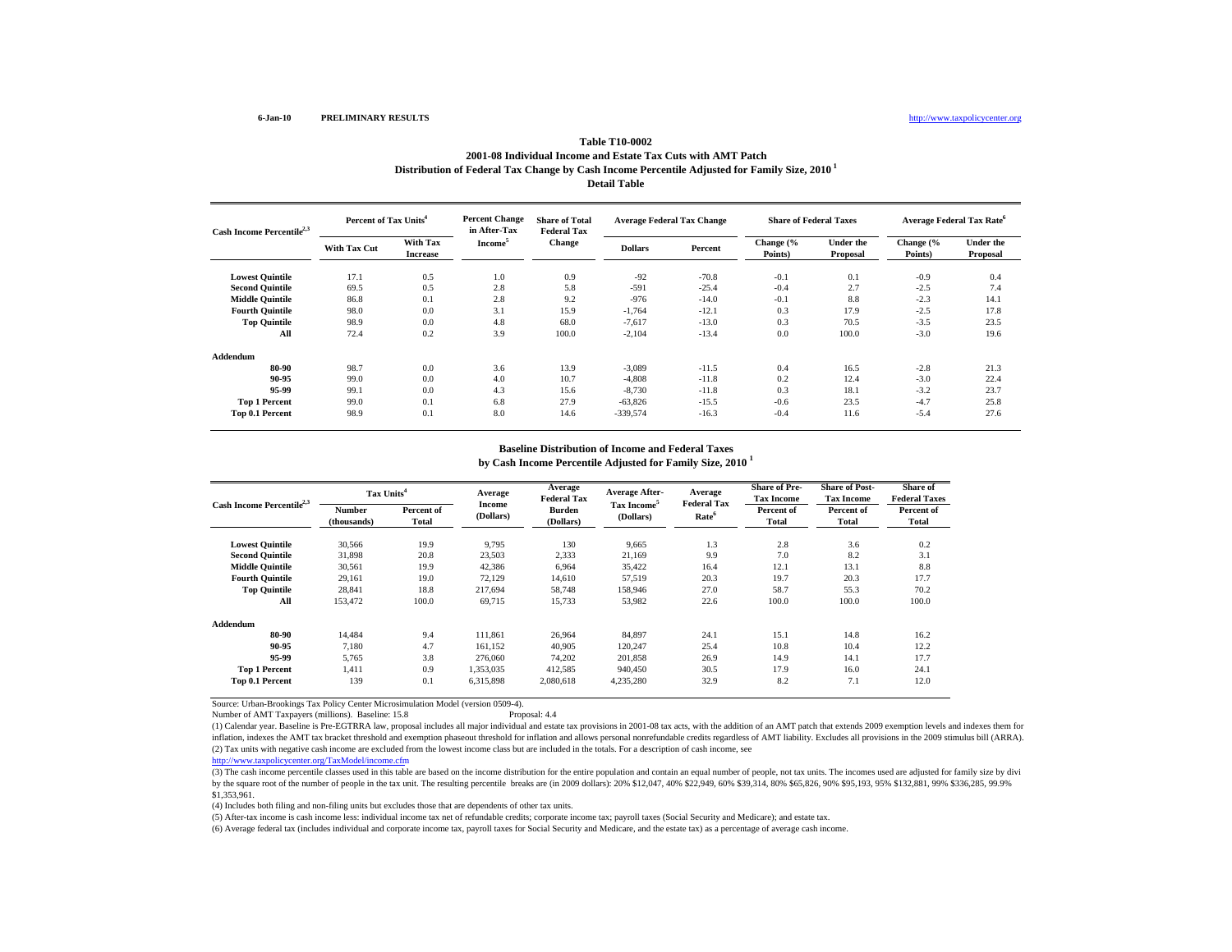6-Jan-10 PRELIMINARY RESULTS http://www.taxpolicycenter.org

## Table T10-0002

### 2001-08 Individual Income and Estate Tax Cuts with AMT Patch

### Distribution of Federal Tax Change by Cash Income Percentile Adjusted for Family Size, 2010 [1]

### Detail Table

| Cash Income Percentile[2,3] | Percent of Tax Units[4] | | Percent Change in After-Tax Income[5] | Share of Total Federal Tax Change | Average Federal Tax Change | | Share of Federal Taxes | | Average Federal Tax Rate[6] | |
|---|---|---|---|---|---|---|---|---|---|---|
| | With Tax Cut | With Tax Increase | | | Dollars | Percent | Change (% Points) | Under the Proposal | Change (% Points) | Under the Proposal |
| **Lowest Quintile** | 17.1 | 0.5 | 1.0 | 0.9 | -92 | -70.8 | -0.1 | 0.1 | -0.9 | 0.4 |
| **Second Quintile** | 69.5 | 0.5 | 2.8 | 5.8 | -591 | -25.4 | -0.4 | 2.7 | -2.5 | 7.4 |
| **Middle Quintile** | 86.8 | 0.1 | 2.8 | 9.2 | -976 | -14.0 | -0.1 | 8.8 | -2.3 | 14.1 |
| **Fourth Quintile** | 98.0 | 0.0 | 3.1 | 15.9 | -1,764 | -12.1 | 0.3 | 17.9 | -2.5 | 17.8 |
| **Top Quintile** | 98.9 | 0.0 | 4.8 | 68.0 | -7,617 | -13.0 | 0.3 | 70.5 | -3.5 | 23.5 |
| **All** | 72.4 | 0.2 | 3.9 | 100.0 | -2,104 | -13.4 | 0.0 | 100.0 | -3.0 | 19.6 |
| **Addendum** | | | | | | | | | | |
| **80-90** | 98.7 | 0.0 | 3.6 | 13.9 | -3,089 | -11.5 | 0.4 | 16.5 | -2.8 | 21.3 |
| **90-95** | 99.0 | 0.0 | 4.0 | 10.7 | -4,808 | -11.8 | 0.2 | 12.4 | -3.0 | 22.4 |
| **95-99** | 99.1 | 0.0 | 4.3 | 15.6 | -8,730 | -11.8 | 0.3 | 18.1 | -3.2 | 23.7 |
| **Top 1 Percent** | 99.0 | 0.1 | 6.8 | 27.9 | -63,826 | -15.5 | -0.6 | 23.5 | -4.7 | 25.8 |
| **Top 0.1 Percent** | 98.9 | 0.1 | 8.0 | 14.6 | -339,574 | -16.3 | -0.4 | 11.6 | -5.4 | 27.6 |

### Baseline Distribution of Income and Federal Taxes

### by Cash Income Percentile Adjusted for Family Size, 2010 [1]

| Cash Income Percentile[2,3] | Tax Units[4] | | Average Income (Dollars) | Average Federal Tax Burden (Dollars) | Average After-Tax Income[5] (Dollars) | Average Federal Tax Rate[6] | Share of Pre-Tax Income | Share of Post-Tax Income | Share of Federal Taxes |
|---|---|---|---|---|---|---|---|---|---|
| | Number (thousands) | Percent of Total | | | | | Percent of Total | Percent of Total | Percent of Total |
| **Lowest Quintile** | 30,566 | 19.9 | 9,795 | 130 | 9,665 | 1.3 | 2.8 | 3.6 | 0.2 |
| **Second Quintile** | 31,898 | 20.8 | 23,503 | 2,333 | 21,169 | 9.9 | 7.0 | 8.2 | 3.1 |
| **Middle Quintile** | 30,561 | 19.9 | 42,386 | 6,964 | 35,422 | 16.4 | 12.1 | 13.1 | 8.8 |
| **Fourth Quintile** | 29,161 | 19.0 | 72,129 | 14,610 | 57,519 | 20.3 | 19.7 | 20.3 | 17.7 |
| **Top Quintile** | 28,841 | 18.8 | 217,694 | 58,748 | 158,946 | 27.0 | 58.7 | 55.3 | 70.2 |
| **All** | 153,472 | 100.0 | 69,715 | 15,733 | 53,982 | 22.6 | 100.0 | 100.0 | 100.0 |
| **Addendum** | | | | | | | | | |
| **80-90** | 14,484 | 9.4 | 111,861 | 26,964 | 84,897 | 24.1 | 15.1 | 14.8 | 16.2 |
| **90-95** | 7,180 | 4.7 | 161,152 | 40,905 | 120,247 | 25.4 | 10.8 | 10.4 | 12.2 |
| **95-99** | 5,765 | 3.8 | 276,060 | 74,202 | 201,858 | 26.9 | 14.9 | 14.1 | 17.7 |
| **Top 1 Percent** | 1,411 | 0.9 | 1,353,035 | 412,585 | 940,450 | 30.5 | 17.9 | 16.0 | 24.1 |
| **Top 0.1 Percent** | 139 | 0.1 | 6,315,898 | 2,080,618 | 4,235,280 | 32.9 | 8.2 | 7.1 | 12.0 |

Source: Urban-Brookings Tax Policy Center Microsimulation Model (version 0509-4).

Number of AMT Taxpayers (millions). Baseline: 15.8 Proposal: 4.4

(1) Calendar year. Baseline is Pre-EGTRRA law, proposal includes all major individual and estate tax provisions in 2001-08 tax acts, with the addition of an AMT patch that extends 2009 exemption levels and indexes them for inflation, indexes the AMT tax bracket threshold and exemption phaseout threshold for inflation and allows personal nonrefundable credits regardless of AMT liability. Excludes all provisions in the 2009 stimulus bill (ARRA).

(2) Tax units with negative cash income are excluded from the lowest income class but are included in the totals. For a description of cash income, see http://www.taxpolicycenter.org/TaxModel/income.cfm

(3) The cash income percentile classes used in this table are based on the income distribution for the entire population and contain an equal number of people, not tax units. The incomes used are adjusted for family size by divi by the square root of the number of people in the tax unit. The resulting percentile breaks are (in 2009 dollars): 20% $12,047, 40% $22,949, 60% $39,314, 80% $65,826, 90% $95,193, 95% $132,881, 99% $336,285, 99.9% $1,353,961.

(4) Includes both filing and non-filing units but excludes those that are dependents of other tax units.

(5) After-tax income is cash income less: individual income tax net of refundable credits; corporate income tax; payroll taxes (Social Security and Medicare); and estate tax.

(6) Average federal tax (includes individual and corporate income tax, payroll taxes for Social Security and Medicare, and the estate tax) as a percentage of average cash income.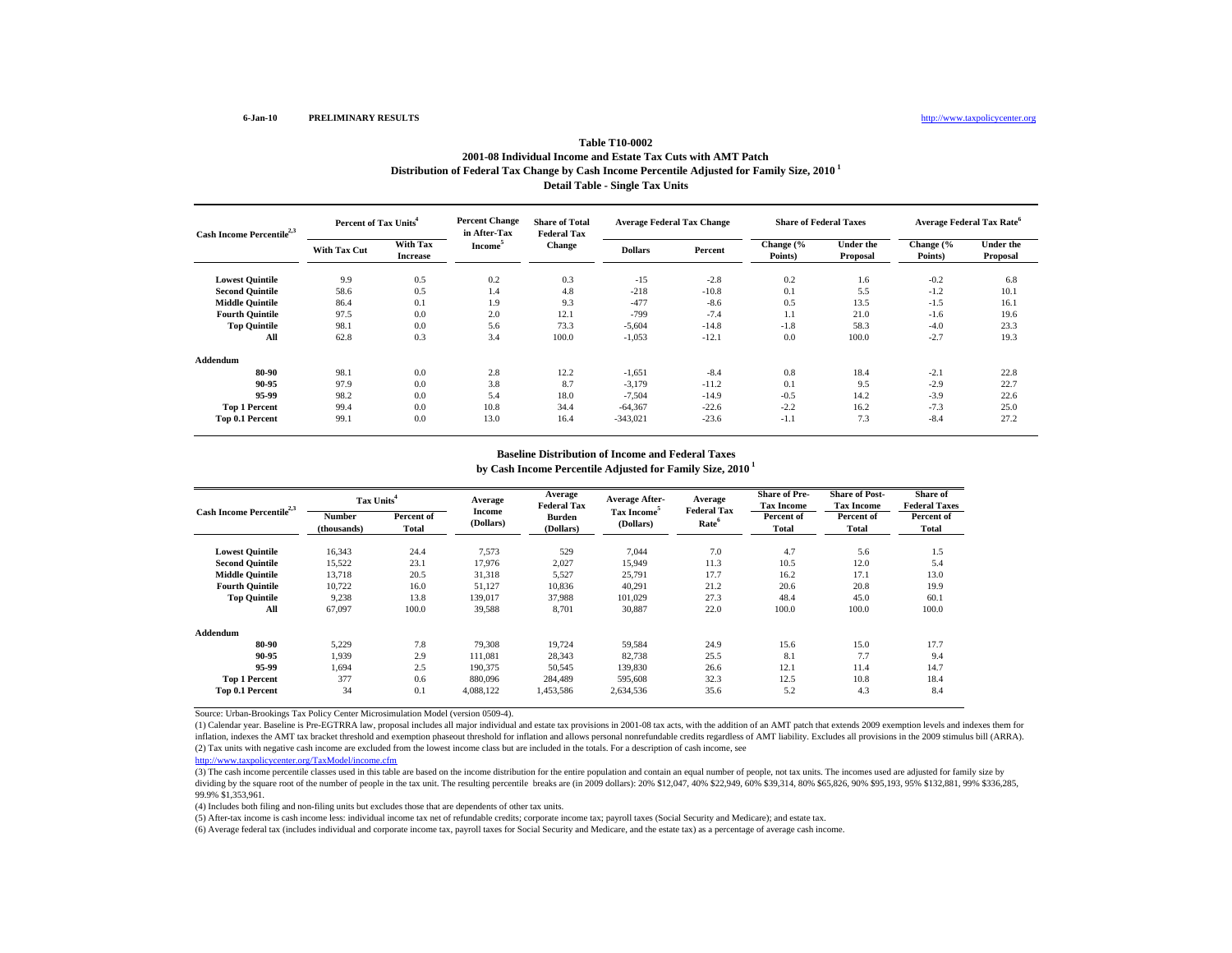6-Jan-10 **PRELIMINARY RESULTS** http://www.taxpolicycenter.org

**Table T10-0002**

**2001-08 Individual Income and Estate Tax Cuts with AMT Patch**

**Distribution of Federal Tax Change by Cash Income Percentile Adjusted for Family Size, 2010 [1]**

**Detail Table - Single Tax Units**

| Cash Income Percentile[2,3] | Percent of Tax Units[4] | | Percent Change in After-Tax Income[5] | Share of Total Federal Tax Change | Average Federal Tax Change | | Share of Federal Taxes | | Average Federal Tax Rate[6] | |
|---|---|---|---|---|---|---|---|---|---|---|
| | With Tax Cut | With Tax Increase | | | Dollars | Percent | Change (% Points) | Under the Proposal | Change (% Points) | Under the Proposal |
| **Lowest Quintile** | 9.9 | 0.5 | 0.2 | 0.3 | -15 | -2.8 | 0.2 | 1.6 | -0.2 | 6.8 |
| **Second Quintile** | 58.6 | 0.5 | 1.4 | 4.8 | -218 | -10.8 | 0.1 | 5.5 | -1.2 | 10.1 |
| **Middle Quintile** | 86.4 | 0.1 | 1.9 | 9.3 | -477 | -8.6 | 0.5 | 13.5 | -1.5 | 16.1 |
| **Fourth Quintile** | 97.5 | 0.0 | 2.0 | 12.1 | -799 | -7.4 | 1.1 | 21.0 | -1.6 | 19.6 |
| **Top Quintile** | 98.1 | 0.0 | 5.6 | 73.3 | -5,604 | -14.8 | -1.8 | 58.3 | -4.0 | 23.3 |
| **All** | 62.8 | 0.3 | 3.4 | 100.0 | -1,053 | -12.1 | 0.0 | 100.0 | -2.7 | 19.3 |
| **Addendum** | | | | | | | | | | |
| **80-90** | 98.1 | 0.0 | 2.8 | 12.2 | -1,651 | -8.4 | 0.8 | 18.4 | -2.1 | 22.8 |
| **90-95** | 97.9 | 0.0 | 3.8 | 8.7 | -3,179 | -11.2 | 0.1 | 9.5 | -2.9 | 22.7 |
| **95-99** | 98.2 | 0.0 | 5.4 | 18.0 | -7,504 | -14.9 | -0.5 | 14.2 | -3.9 | 22.6 |
| **Top 1 Percent** | 99.4 | 0.0 | 10.8 | 34.4 | -64,367 | -22.6 | -2.2 | 16.2 | -7.3 | 25.0 |
| **Top 0.1 Percent** | 99.1 | 0.0 | 13.0 | 16.4 | -343,021 | -23.6 | -1.1 | 7.3 | -8.4 | 27.2 |

**Baseline Distribution of Income and Federal Taxes**

**by Cash Income Percentile Adjusted for Family Size, 2010 [1]**

| Cash Income Percentile[2,3] | Tax Units[4] | | Average Income (Dollars) | Average Federal Tax Burden (Dollars) | Average After-Tax Income[5] (Dollars) | Average Federal Tax Rate[6] | Share of Pre-Tax Income | Share of Post-Tax Income | Share of Federal Taxes |
|---|---|---|---|---|---|---|---|---|---|
| | Number (thousands) | Percent of Total | | | | | Percent of Total | Percent of Total | Percent of Total |
| **Lowest Quintile** | 16,343 | 24.4 | 7,573 | 529 | 7,044 | 7.0 | 4.7 | 5.6 | 1.5 |
| **Second Quintile** | 15,522 | 23.1 | 17,976 | 2,027 | 15,949 | 11.3 | 10.5 | 12.0 | 5.4 |
| **Middle Quintile** | 13,718 | 20.5 | 31,318 | 5,527 | 25,791 | 17.7 | 16.2 | 17.1 | 13.0 |
| **Fourth Quintile** | 10,722 | 16.0 | 51,127 | 10,836 | 40,291 | 21.2 | 20.6 | 20.8 | 19.9 |
| **Top Quintile** | 9,238 | 13.8 | 139,017 | 37,988 | 101,029 | 27.3 | 48.4 | 45.0 | 60.1 |
| **All** | 67,097 | 100.0 | 39,588 | 8,701 | 30,887 | 22.0 | 100.0 | 100.0 | 100.0 |
| **Addendum** | | | | | | | | | |
| **80-90** | 5,229 | 7.8 | 79,308 | 19,724 | 59,584 | 24.9 | 15.6 | 15.0 | 17.7 |
| **90-95** | 1,939 | 2.9 | 111,081 | 28,343 | 82,738 | 25.5 | 8.1 | 7.7 | 9.4 |
| **95-99** | 1,694 | 2.5 | 190,375 | 50,545 | 139,830 | 26.6 | 12.1 | 11.4 | 14.7 |
| **Top 1 Percent** | 377 | 0.6 | 880,096 | 284,489 | 595,608 | 32.3 | 12.5 | 10.8 | 18.4 |
| **Top 0.1 Percent** | 34 | 0.1 | 4,088,122 | 1,453,586 | 2,634,536 | 35.6 | 5.2 | 4.3 | 8.4 |

Source: Urban-Brookings Tax Policy Center Microsimulation Model (version 0509-4).

(1) Calendar year. Baseline is Pre-EGTRRA law, proposal includes all major individual and estate tax provisions in 2001-08 tax acts, with the addition of an AMT patch that extends 2009 exemption levels and indexes them for inflation, indexes the AMT tax bracket threshold and exemption phaseout threshold for inflation and allows personal nonrefundable credits regardless of AMT liability. Excludes all provisions in the 2009 stimulus bill (ARRA).

(2) Tax units with negative cash income are excluded from the lowest income class but are included in the totals. For a description of cash income, see http://www.taxpolicycenter.org/TaxModel/income.cfm

(3) The cash income percentile classes used in this table are based on the income distribution for the entire population and contain an equal number of people, not tax units. The incomes used are adjusted for family size by dividing by the square root of the number of people in the tax unit. The resulting percentile breaks are (in 2009 dollars): 20% $12,047, 40% $22,949, 60% $39,314, 80% $65,826, 90% $95,193, 95% $132,881, 99% $336,285, 99.9% $1,353,961.

(4) Includes both filing and non-filing units but excludes those that are dependents of other tax units.

(5) After-tax income is cash income less: individual income tax net of refundable credits; corporate income tax; payroll taxes (Social Security and Medicare); and estate tax.

(6) Average federal tax (includes individual and corporate income tax, payroll taxes for Social Security and Medicare, and the estate tax) as a percentage of average cash income.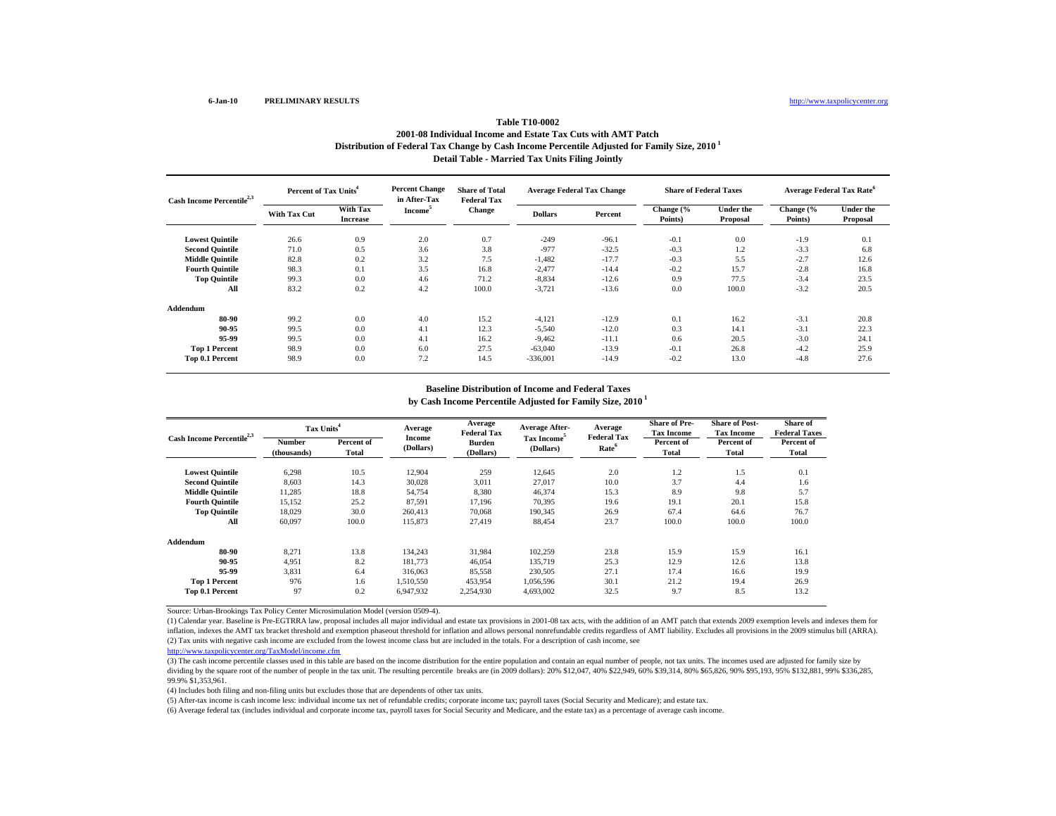6-Jan-10 **PRELIMINARY RESULTS** http://www.taxpolicycenter.org

**Table T10-0002**
**2001-08 Individual Income and Estate Tax Cuts with AMT Patch**
**Distribution of Federal Tax Change by Cash Income Percentile Adjusted for Family Size, 2010 [1]**
**Detail Table - Married Tax Units Filing Jointly**

| Cash Income Percentile[2,3] | Percent of Tax Units[4] | | Percent Change in After-Tax Income[5] | Share of Total Federal Tax Change | Average Federal Tax Change | | Share of Federal Taxes | | Average Federal Tax Rate[6] | |
|---|---|---|---|---|---|---|---|---|---|---|
| | With Tax Cut | With Tax Increase | | | Dollars | Percent | Change (% Points) | Under the Proposal | Change (% Points) | Under the Proposal |
| **Lowest Quintile** | 26.6 | 0.9 | 2.0 | 0.7 | -249 | -96.1 | -0.1 | 0.0 | -1.9 | 0.1 |
| **Second Quintile** | 71.0 | 0.5 | 3.6 | 3.8 | -977 | -32.5 | -0.3 | 1.2 | -3.3 | 6.8 |
| **Middle Quintile** | 82.8 | 0.2 | 3.2 | 7.5 | -1,482 | -17.7 | -0.3 | 5.5 | -2.7 | 12.6 |
| **Fourth Quintile** | 98.3 | 0.1 | 3.5 | 16.8 | -2,477 | -14.4 | -0.2 | 15.7 | -2.8 | 16.8 |
| **Top Quintile** | 99.3 | 0.0 | 4.6 | 71.2 | -8,834 | -12.6 | 0.9 | 77.5 | -3.4 | 23.5 |
| **All** | 83.2 | 0.2 | 4.2 | 100.0 | -3,721 | -13.6 | 0.0 | 100.0 | -3.2 | 20.5 |
| **Addendum** | | | | | | | | | | |
| **80-90** | 99.2 | 0.0 | 4.0 | 15.2 | -4,121 | -12.9 | 0.1 | 16.2 | -3.1 | 20.8 |
| **90-95** | 99.5 | 0.0 | 4.1 | 12.3 | -5,540 | -12.0 | 0.3 | 14.1 | -3.1 | 22.3 |
| **95-99** | 99.5 | 0.0 | 4.1 | 16.2 | -9,462 | -11.1 | 0.6 | 20.5 | -3.0 | 24.1 |
| **Top 1 Percent** | 98.9 | 0.0 | 6.0 | 27.5 | -63,040 | -13.9 | -0.1 | 26.8 | -4.2 | 25.9 |
| **Top 0.1 Percent** | 98.9 | 0.0 | 7.2 | 14.5 | -336,001 | -14.9 | -0.2 | 13.0 | -4.8 | 27.6 |

**Baseline Distribution of Income and Federal Taxes**
**by Cash Income Percentile Adjusted for Family Size, 2010 [1]**

| Cash Income Percentile[2,3] | Tax Units[4] | | Average Income (Dollars) | Average Federal Tax Burden (Dollars) | Average After-Tax Income[5] (Dollars) | Average Federal Tax Rate[6] | Share of Pre-Tax Income | Share of Post-Tax Income | Share of Federal Taxes |
|---|---|---|---|---|---|---|---|---|---|
| | Number (thousands) | Percent of Total | | | | | Percent of Total | Percent of Total | Percent of Total |
| **Lowest Quintile** | 6,298 | 10.5 | 12,904 | 259 | 12,645 | 2.0 | 1.2 | 1.5 | 0.1 |
| **Second Quintile** | 8,603 | 14.3 | 30,028 | 3,011 | 27,017 | 10.0 | 3.7 | 4.4 | 1.6 |
| **Middle Quintile** | 11,285 | 18.8 | 54,754 | 8,380 | 46,374 | 15.3 | 8.9 | 9.8 | 5.7 |
| **Fourth Quintile** | 15,152 | 25.2 | 87,591 | 17,196 | 70,395 | 19.6 | 19.1 | 20.1 | 15.8 |
| **Top Quintile** | 18,029 | 30.0 | 260,413 | 70,068 | 190,345 | 26.9 | 67.4 | 64.6 | 76.7 |
| **All** | 60,097 | 100.0 | 115,873 | 27,419 | 88,454 | 23.7 | 100.0 | 100.0 | 100.0 |
| **Addendum** | | | | | | | | | |
| **80-90** | 8,271 | 13.8 | 134,243 | 31,984 | 102,259 | 23.8 | 15.9 | 15.9 | 16.1 |
| **90-95** | 4,951 | 8.2 | 181,773 | 46,054 | 135,719 | 25.3 | 12.9 | 12.6 | 13.8 |
| **95-99** | 3,831 | 6.4 | 316,063 | 85,558 | 230,505 | 27.1 | 17.4 | 16.6 | 19.9 |
| **Top 1 Percent** | 976 | 1.6 | 1,510,550 | 453,954 | 1,056,596 | 30.1 | 21.2 | 19.4 | 26.9 |
| **Top 0.1 Percent** | 97 | 0.2 | 6,947,932 | 2,254,930 | 4,693,002 | 32.5 | 9.7 | 8.5 | 13.2 |

Source: Urban-Brookings Tax Policy Center Microsimulation Model (version 0509-4).

(1) Calendar year. Baseline is Pre-EGTRRA law, proposal includes all major individual and estate tax provisions in 2001-08 tax acts, with the addition of an AMT patch that extends 2009 exemption levels and indexes them for inflation, indexes the AMT tax bracket threshold and exemption phaseout threshold for inflation and allows personal nonrefundable credits regardless of AMT liability. Excludes all provisions in the 2009 stimulus bill (ARRA).
(2) Tax units with negative cash income are excluded from the lowest income class but are included in the totals. For a description of cash income, see
http://www.taxpolicycenter.org/TaxModel/income.cfm

(3) The cash income percentile classes used in this table are based on the income distribution for the entire population and contain an equal number of people, not tax units. The incomes used are adjusted for family size by dividing by the square root of the number of people in the tax unit. The resulting percentile breaks are (in 2009 dollars): 20% $12,047, 40% $22,949, 60% $39,314, 80% $65,826, 90% $95,193, 95% $132,881, 99% $336,285, 99.9% $1,353,961.

(4) Includes both filing and non-filing units but excludes those that are dependents of other tax units.

(5) After-tax income is cash income less: individual income tax net of refundable credits; corporate income tax; payroll taxes (Social Security and Medicare); and estate tax.

(6) Average federal tax (includes individual and corporate income tax, payroll taxes for Social Security and Medicare, and the estate tax) as a percentage of average cash income.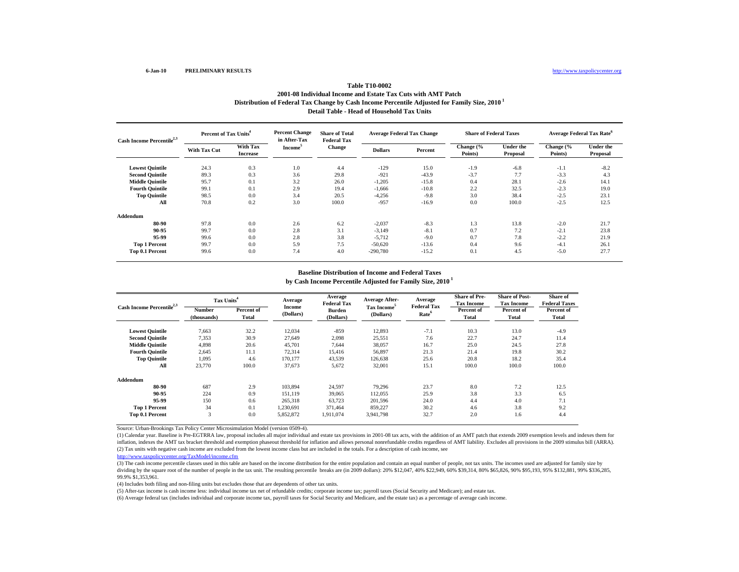6-Jan-10 PRELIMINARY RESULTS http://www.taxpolicycenter.org

## Table T10-0002
## 2001-08 Individual Income and Estate Tax Cuts with AMT Patch
## Distribution of Federal Tax Change by Cash Income Percentile Adjusted for Family Size, 2010 [1]
## Detail Table - Head of Household Tax Units

| Cash Income Percentile[2,3] | Percent of Tax Units[4] | | Percent Change in After-Tax Income[5] | Share of Total Federal Tax Change | Average Federal Tax Change | | Share of Federal Taxes | | Average Federal Tax Rate[6] | |
|---|---|---|---|---|---|---|---|---|---|---|
| | With Tax Cut | With Tax Increase | | | Dollars | Percent | Change (% Points) | Under the Proposal | Change (% Points) | Under the Proposal |
| **Lowest Quintile** | 24.3 | 0.3 | 1.0 | 4.4 | -129 | 15.0 | -1.9 | -6.8 | -1.1 | -8.2 |
| **Second Quintile** | 89.3 | 0.3 | 3.6 | 29.8 | -921 | -43.9 | -3.7 | 7.7 | -3.3 | 4.3 |
| **Middle Quintile** | 95.7 | 0.1 | 3.2 | 26.0 | -1,205 | -15.8 | 0.4 | 28.1 | -2.6 | 14.1 |
| **Fourth Quintile** | 99.1 | 0.1 | 2.9 | 19.4 | -1,666 | -10.8 | 2.2 | 32.5 | -2.3 | 19.0 |
| **Top Quintile** | 98.5 | 0.0 | 3.4 | 20.5 | -4,256 | -9.8 | 3.0 | 38.4 | -2.5 | 23.1 |
| **All** | 70.8 | 0.2 | 3.0 | 100.0 | -957 | -16.9 | 0.0 | 100.0 | -2.5 | 12.5 |
| **Addendum** | | | | | | | | | | |
| **80-90** | 97.8 | 0.0 | 2.6 | 6.2 | -2,037 | -8.3 | 1.3 | 13.8 | -2.0 | 21.7 |
| **90-95** | 99.7 | 0.0 | 2.8 | 3.1 | -3,149 | -8.1 | 0.7 | 7.2 | -2.1 | 23.8 |
| **95-99** | 99.6 | 0.0 | 2.8 | 3.8 | -5,712 | -9.0 | 0.7 | 7.8 | -2.2 | 21.9 |
| **Top 1 Percent** | 99.7 | 0.0 | 5.9 | 7.5 | -50,620 | -13.6 | 0.4 | 9.6 | -4.1 | 26.1 |
| **Top 0.1 Percent** | 99.6 | 0.0 | 7.4 | 4.0 | -290,780 | -15.2 | 0.1 | 4.5 | -5.0 | 27.7 |

## Baseline Distribution of Income and Federal Taxes
## by Cash Income Percentile Adjusted for Family Size, 2010 [1]

| Cash Income Percentile[2,3] | Tax Units[4] | | Average Income (Dollars) | Average Federal Tax Burden (Dollars) | Average After-Tax Income[5] (Dollars) | Average Federal Tax Rate[6] | Share of Pre-Tax Income | Share of Post-Tax Income | Share of Federal Taxes |
|---|---|---|---|---|---|---|---|---|---|
| | Number (thousands) | Percent of Total | | | | | Percent of Total | Percent of Total | Percent of Total |
| **Lowest Quintile** | 7,663 | 32.2 | 12,034 | -859 | 12,893 | -7.1 | 10.3 | 13.0 | -4.9 |
| **Second Quintile** | 7,353 | 30.9 | 27,649 | 2,098 | 25,551 | 7.6 | 22.7 | 24.7 | 11.4 |
| **Middle Quintile** | 4,898 | 20.6 | 45,701 | 7,644 | 38,057 | 16.7 | 25.0 | 24.5 | 27.8 |
| **Fourth Quintile** | 2,645 | 11.1 | 72,314 | 15,416 | 56,897 | 21.3 | 21.4 | 19.8 | 30.2 |
| **Top Quintile** | 1,095 | 4.6 | 170,177 | 43,539 | 126,638 | 25.6 | 20.8 | 18.2 | 35.4 |
| **All** | 23,770 | 100.0 | 37,673 | 5,672 | 32,001 | 15.1 | 100.0 | 100.0 | 100.0 |
| **Addendum** | | | | | | | | | |
| **80-90** | 687 | 2.9 | 103,894 | 24,597 | 79,296 | 23.7 | 8.0 | 7.2 | 12.5 |
| **90-95** | 224 | 0.9 | 151,119 | 39,065 | 112,055 | 25.9 | 3.8 | 3.3 | 6.5 |
| **95-99** | 150 | 0.6 | 265,318 | 63,723 | 201,596 | 24.0 | 4.4 | 4.0 | 7.1 |
| **Top 1 Percent** | 34 | 0.1 | 1,230,691 | 371,464 | 859,227 | 30.2 | 4.6 | 3.8 | 9.2 |
| **Top 0.1 Percent** | 3 | 0.0 | 5,852,872 | 1,911,074 | 3,941,798 | 32.7 | 2.0 | 1.6 | 4.4 |

Source: Urban-Brookings Tax Policy Center Microsimulation Model (version 0509-4).

(1) Calendar year. Baseline is Pre-EGTRRA law, proposal includes all major individual and estate tax provisions in 2001-08 tax acts, with the addition of an AMT patch that extends 2009 exemption levels and indexes them for inflation, indexes the AMT tax bracket threshold and exemption phaseout threshold for inflation and allows personal nonrefundable credits regardless of AMT liability. Excludes all provisions in the 2009 stimulus bill (ARRA).

(2) Tax units with negative cash income are excluded from the lowest income class but are included in the totals. For a description of cash income, see http://www.taxpolicycenter.org/TaxModel/income.cfm

(3) The cash income percentile classes used in this table are based on the income distribution for the entire population and contain an equal number of people, not tax units. The incomes used are adjusted for family size by dividing by the square root of the number of people in the tax unit. The resulting percentile breaks are (in 2009 dollars): 20% $12,047, 40% $22,949, 60% $39,314, 80% $65,826, 90% $95,193, 95% $132,881, 99% $336,285, 99.9% $1,353,961.

(4) Includes both filing and non-filing units but excludes those that are dependents of other tax units.

(5) After-tax income is cash income less: individual income tax net of refundable credits; corporate income tax; payroll taxes (Social Security and Medicare); and estate tax.

(6) Average federal tax (includes individual and corporate income tax, payroll taxes for Social Security and Medicare, and the estate tax) as a percentage of average cash income.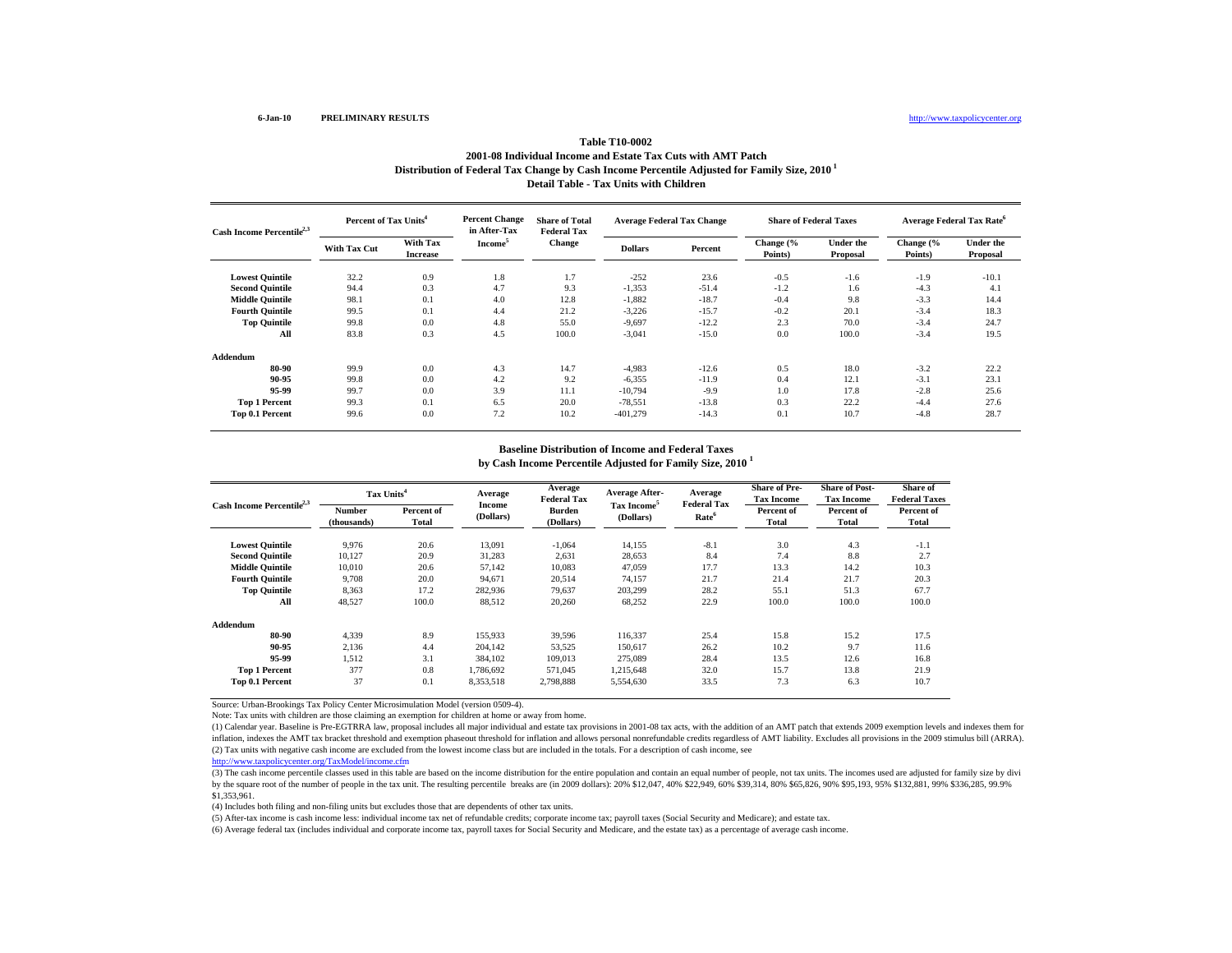6-Jan-10 PRELIMINARY RESULTS http://www.taxpolicycenter.org

# Table T10-0002

## 2001-08 Individual Income and Estate Tax Cuts with AMT Patch

## Distribution of Federal Tax Change by Cash Income Percentile Adjusted for Family Size, 2010 [1]

## Detail Table - Tax Units with Children

| Cash Income Percentile[2,3] | Percent of Tax Units[4] | | Percent Change in After-Tax Income[5] | Share of Total Federal Tax Change | Average Federal Tax Change | | Share of Federal Taxes | | Average Federal Tax Rate[6] | |
|---|---|---|---|---|---|---|---|---|---|---|
| | With Tax Cut | With Tax Increase | | | Dollars | Percent | Change (% Points) | Under the Proposal | Change (% Points) | Under the Proposal |
| Lowest Quintile | 32.2 | 0.9 | 1.8 | 1.7 | -252 | 23.6 | -0.5 | -1.6 | -1.9 | -10.1 |
| Second Quintile | 94.4 | 0.3 | 4.7 | 9.3 | -1,353 | -51.4 | -1.2 | 1.6 | -4.3 | 4.1 |
| Middle Quintile | 98.1 | 0.1 | 4.0 | 12.8 | -1,882 | -18.7 | -0.4 | 9.8 | -3.3 | 14.4 |
| Fourth Quintile | 99.5 | 0.1 | 4.4 | 21.2 | -3,226 | -15.7 | -0.2 | 20.1 | -3.4 | 18.3 |
| Top Quintile | 99.8 | 0.0 | 4.8 | 55.0 | -9,697 | -12.2 | 2.3 | 70.0 | -3.4 | 24.7 |
| All | 83.8 | 0.3 | 4.5 | 100.0 | -3,041 | -15.0 | 0.0 | 100.0 | -3.4 | 19.5 |
| **Addendum** | | | | | | | | | | |
| 80-90 | 99.9 | 0.0 | 4.3 | 14.7 | -4,983 | -12.6 | 0.5 | 18.0 | -3.2 | 22.2 |
| 90-95 | 99.8 | 0.0 | 4.2 | 9.2 | -6,355 | -11.9 | 0.4 | 12.1 | -3.1 | 23.1 |
| 95-99 | 99.7 | 0.0 | 3.9 | 11.1 | -10,794 | -9.9 | 1.0 | 17.8 | -2.8 | 25.6 |
| Top 1 Percent | 99.3 | 0.1 | 6.5 | 20.0 | -78,551 | -13.8 | 0.3 | 22.2 | -4.4 | 27.6 |
| Top 0.1 Percent | 99.6 | 0.0 | 7.2 | 10.2 | -401,279 | -14.3 | 0.1 | 10.7 | -4.8 | 28.7 |

## Baseline Distribution of Income and Federal Taxes by Cash Income Percentile Adjusted for Family Size, 2010 [1]

| Cash Income Percentile[2,3] | Tax Units[4] | | Average Income (Dollars) | Average Federal Tax Burden (Dollars) | Average After-Tax Income[5] (Dollars) | Average Federal Tax Rate[6] | Share of Pre-Tax Income | Share of Post-Tax Income | Share of Federal Taxes |
|---|---|---|---|---|---|---|---|---|---|
| | Number (thousands) | Percent of Total | | | | | Percent of Total | Percent of Total | Percent of Total |
| Lowest Quintile | 9,976 | 20.6 | 13,091 | -1,064 | 14,155 | -8.1 | 3.0 | 4.3 | -1.1 |
| Second Quintile | 10,127 | 20.9 | 31,283 | 2,631 | 28,653 | 8.4 | 7.4 | 8.8 | 2.7 |
| Middle Quintile | 10,010 | 20.6 | 57,142 | 10,083 | 47,059 | 17.7 | 13.3 | 14.2 | 10.3 |
| Fourth Quintile | 9,708 | 20.0 | 94,671 | 20,514 | 74,157 | 21.7 | 21.4 | 21.7 | 20.3 |
| Top Quintile | 8,363 | 17.2 | 282,936 | 79,637 | 203,299 | 28.2 | 55.1 | 51.3 | 67.7 |
| All | 48,527 | 100.0 | 88,512 | 20,260 | 68,252 | 22.9 | 100.0 | 100.0 | 100.0 |
| **Addendum** | | | | | | | | | |
| 80-90 | 4,339 | 8.9 | 155,933 | 39,596 | 116,337 | 25.4 | 15.8 | 15.2 | 17.5 |
| 90-95 | 2,136 | 4.4 | 204,142 | 53,525 | 150,617 | 26.2 | 10.2 | 9.7 | 11.6 |
| 95-99 | 1,512 | 3.1 | 384,102 | 109,013 | 275,089 | 28.4 | 13.5 | 12.6 | 16.8 |
| Top 1 Percent | 377 | 0.8 | 1,786,692 | 571,045 | 1,215,648 | 32.0 | 15.7 | 13.8 | 21.9 |
| Top 0.1 Percent | 37 | 0.1 | 8,353,518 | 2,798,888 | 5,554,630 | 33.5 | 7.3 | 6.3 | 10.7 |

Source: Urban-Brookings Tax Policy Center Microsimulation Model (version 0509-4).

Note: Tax units with children are those claiming an exemption for children at home or away from home.

(1) Calendar year. Baseline is Pre-EGTRRA law, proposal includes all major individual and estate tax provisions in 2001-08 tax acts, with the addition of an AMT patch that extends 2009 exemption levels and indexes them for inflation, indexes the AMT tax bracket threshold and exemption phaseout threshold for inflation and allows personal nonrefundable credits regardless of AMT liability. Excludes all provisions in the 2009 stimulus bill (ARRA).

(2) Tax units with negative cash income are excluded from the lowest income class but are included in the totals. For a description of cash income, see http://www.taxpolicycenter.org/TaxModel/income.cfm

(3) The cash income percentile classes used in this table are based on the income distribution for the entire population and contain an equal number of people, not tax units. The incomes used are adjusted for family size by divi by the square root of the number of people in the tax unit. The resulting percentile breaks are (in 2009 dollars): 20% $12,047, 40% $22,949, 60% $39,314, 80% $65,826, 90% $95,193, 95% $132,881, 99% $336,285, 99.9% $1,353,961.

(4) Includes both filing and non-filing units but excludes those that are dependents of other tax units.

(5) After-tax income is cash income less: individual income tax net of refundable credits; corporate income tax; payroll taxes (Social Security and Medicare); and estate tax.

(6) Average federal tax (includes individual and corporate income tax, payroll taxes for Social Security and Medicare, and the estate tax) as a percentage of average cash income.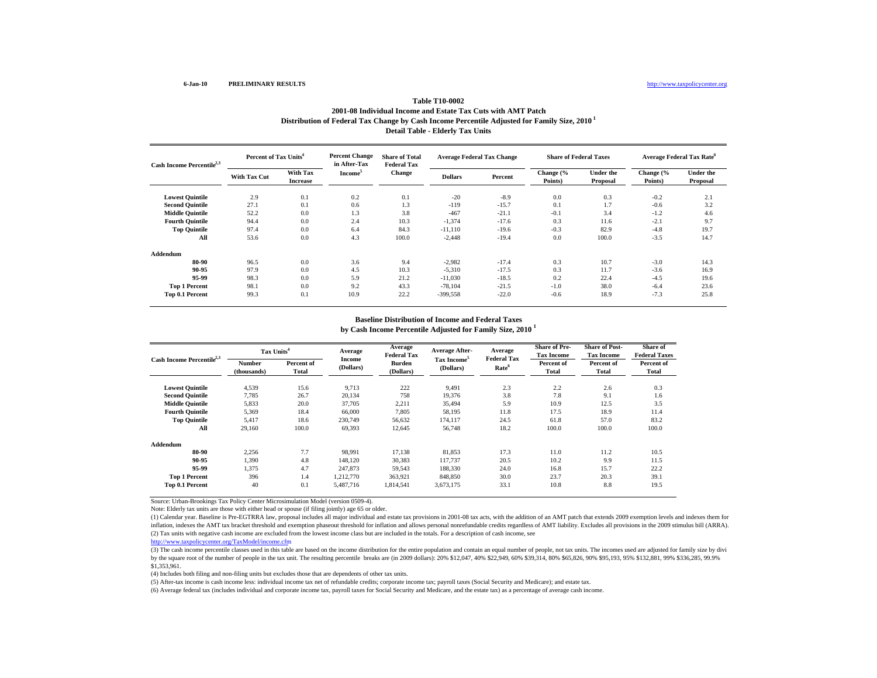6-Jan-10 PRELIMINARY RESULTS http://www.taxpolicycenter.org

## Table T10-0002
### 2001-08 Individual Income and Estate Tax Cuts with AMT Patch
### Distribution of Federal Tax Change by Cash Income Percentile Adjusted for Family Size, 2010 [1]
### Detail Table - Elderly Tax Units

| Cash Income Percentile[2,3] | Percent of Tax Units[4] | | Percent Change in After-Tax Income[5] | Share of Total Federal Tax Change | Average Federal Tax Change | | Share of Federal Taxes | | Average Federal Tax Rate[6] | |
|---|---|---|---|---|---|---|---|---|---|---|
| | With Tax Cut | With Tax Increase | | | Dollars | Percent | Change (% Points) | Under the Proposal | Change (% Points) | Under the Proposal |
| Lowest Quintile | 2.9 | 0.1 | 0.2 | 0.1 | -20 | -8.9 | 0.0 | 0.3 | -0.2 | 2.1 |
| Second Quintile | 27.1 | 0.1 | 0.6 | 1.3 | -119 | -15.7 | 0.1 | 1.7 | -0.6 | 3.2 |
| Middle Quintile | 52.2 | 0.0 | 1.3 | 3.8 | -467 | -21.1 | -0.1 | 3.4 | -1.2 | 4.6 |
| Fourth Quintile | 94.4 | 0.0 | 2.4 | 10.3 | -1,374 | -17.6 | 0.3 | 11.6 | -2.1 | 9.7 |
| Top Quintile | 97.4 | 0.0 | 6.4 | 84.3 | -11,110 | -19.6 | -0.3 | 82.9 | -4.8 | 19.7 |
| All | 53.6 | 0.0 | 4.3 | 100.0 | -2,448 | -19.4 | 0.0 | 100.0 | -3.5 | 14.7 |
| **Addendum** | | | | | | | | | | |
| 80-90 | 96.5 | 0.0 | 3.6 | 9.4 | -2,982 | -17.4 | 0.3 | 10.7 | -3.0 | 14.3 |
| 90-95 | 97.9 | 0.0 | 4.5 | 10.3 | -5,310 | -17.5 | 0.3 | 11.7 | -3.6 | 16.9 |
| 95-99 | 98.3 | 0.0 | 5.9 | 21.2 | -11,030 | -18.5 | 0.2 | 22.4 | -4.5 | 19.6 |
| Top 1 Percent | 98.1 | 0.0 | 9.2 | 43.3 | -78,104 | -21.5 | -1.0 | 38.0 | -6.4 | 23.6 |
| Top 0.1 Percent | 99.3 | 0.1 | 10.9 | 22.2 | -399,558 | -22.0 | -0.6 | 18.9 | -7.3 | 25.8 |

### Baseline Distribution of Income and Federal Taxes
### by Cash Income Percentile Adjusted for Family Size, 2010 [1]

| Cash Income Percentile[2,3] | Tax Units[4] | | Average Income (Dollars) | Average Federal Tax Burden (Dollars) | Average After-Tax Income[5] (Dollars) | Average Federal Tax Rate[6] | Share of Pre-Tax Income | Share of Post-Tax Income | Share of Federal Taxes |
|---|---|---|---|---|---|---|---|---|---|
| | Number (thousands) | Percent of Total | | | | | Percent of Total | Percent of Total | Percent of Total |
| Lowest Quintile | 4,539 | 15.6 | 9,713 | 222 | 9,491 | 2.3 | 2.2 | 2.6 | 0.3 |
| Second Quintile | 7,785 | 26.7 | 20,134 | 758 | 19,376 | 3.8 | 7.8 | 9.1 | 1.6 |
| Middle Quintile | 5,833 | 20.0 | 37,705 | 2,211 | 35,494 | 5.9 | 10.9 | 12.5 | 3.5 |
| Fourth Quintile | 5,369 | 18.4 | 66,000 | 7,805 | 58,195 | 11.8 | 17.5 | 18.9 | 11.4 |
| Top Quintile | 5,417 | 18.6 | 230,749 | 56,632 | 174,117 | 24.5 | 61.8 | 57.0 | 83.2 |
| All | 29,160 | 100.0 | 69,393 | 12,645 | 56,748 | 18.2 | 100.0 | 100.0 | 100.0 |
| **Addendum** | | | | | | | | | |
| 80-90 | 2,256 | 7.7 | 98,991 | 17,138 | 81,853 | 17.3 | 11.0 | 11.2 | 10.5 |
| 90-95 | 1,390 | 4.8 | 148,120 | 30,383 | 117,737 | 20.5 | 10.2 | 9.9 | 11.5 |
| 95-99 | 1,375 | 4.7 | 247,873 | 59,543 | 188,330 | 24.0 | 16.8 | 15.7 | 22.2 |
| Top 1 Percent | 396 | 1.4 | 1,212,770 | 363,921 | 848,850 | 30.0 | 23.7 | 20.3 | 39.1 |
| Top 0.1 Percent | 40 | 0.1 | 5,487,716 | 1,814,541 | 3,673,175 | 33.1 | 10.8 | 8.8 | 19.5 |

Source: Urban-Brookings Tax Policy Center Microsimulation Model (version 0509-4).

Note: Elderly tax units are those with either head or spouse (if filing jointly) age 65 or older.

(1) Calendar year. Baseline is Pre-EGTRRA law, proposal includes all major individual and estate tax provisions in 2001-08 tax acts, with the addition of an AMT patch that extends 2009 exemption levels and indexes them for inflation, indexes the AMT tax bracket threshold and exemption phaseout threshold for inflation and allows personal nonrefundable credits regardless of AMT liability. Excludes all provisions in the 2009 stimulus bill (ARRA).

(2) Tax units with negative cash income are excluded from the lowest income class but are included in the totals. For a description of cash income, see http://www.taxpolicycenter.org/TaxModel/income.cfm

(3) The cash income percentile classes used in this table are based on the income distribution for the entire population and contain an equal number of people, not tax units. The incomes used are adjusted for family size by divi by the square root of the number of people in the tax unit. The resulting percentile breaks are (in 2009 dollars): 20% $12,047, 40% $22,949, 60% $39,314, 80% $65,826, 90% $95,193, 95% $132,881, 99% $336,285, 99.9% $1,353,961.

(4) Includes both filing and non-filing units but excludes those that are dependents of other tax units.

(5) After-tax income is cash income less: individual income tax net of refundable credits; corporate income tax; payroll taxes (Social Security and Medicare); and estate tax.

(6) Average federal tax (includes individual and corporate income tax, payroll taxes for Social Security and Medicare, and the estate tax) as a percentage of average cash income.